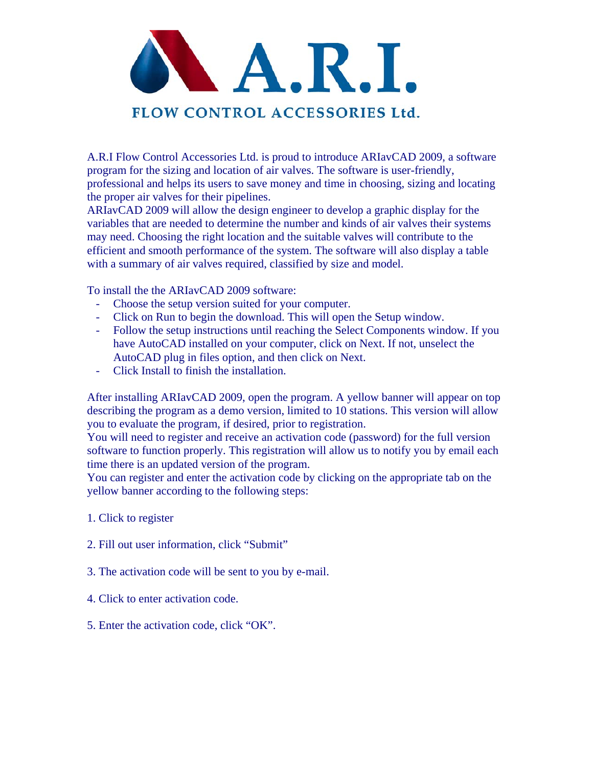# A.R.I.

## FLOW CONTROL ACCESSORIES Ltd.

A.R.I Flow Control Accessories Ltd. is proud to introduce ARIavCAD 2009, a software program for the sizing and location of air valves. The software is user-friendly, professional and helps its users to save money and time in choosing, sizing and locating the proper air valves for their pipelines.
ARIavCAD 2009 will allow the design engineer to develop a graphic display for the variables that are needed to determine the number and kinds of air valves their systems may need. Choosing the right location and the suitable valves will contribute to the efficient and smooth performance of the system. The software will also display a table with a summary of air valves required, classified by size and model.

To install the the ARIavCAD 2009 software:

- Choose the setup version suited for your computer.
- Click on Run to begin the download. This will open the Setup window.
- Follow the setup instructions until reaching the Select Components window. If you have AutoCAD installed on your computer, click on Next. If not, unselect the AutoCAD plug in files option, and then click on Next.
- Click Install to finish the installation.

After installing ARIavCAD 2009, open the program. A yellow banner will appear on top describing the program as a demo version, limited to 10 stations. This version will allow you to evaluate the program, if desired, prior to registration.
You will need to register and receive an activation code (password) for the full version software to function properly. This registration will allow us to notify you by email each time there is an updated version of the program.
You can register and enter the activation code by clicking on the appropriate tab on the yellow banner according to the following steps:

1. Click to register

2. Fill out user information, click "Submit"

3. The activation code will be sent to you by e-mail.

4. Click to enter activation code.

5. Enter the activation code, click "OK".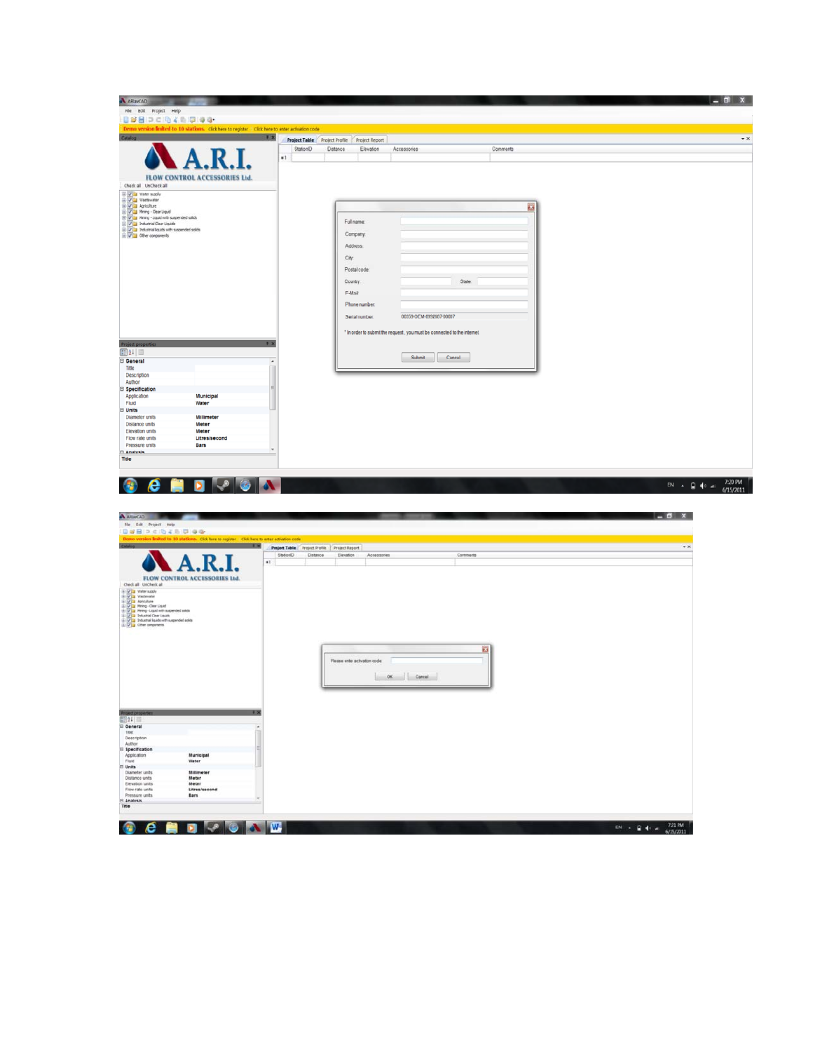ARIavCAD

File Edit Project Help

**Demo version limited to 10 stations.** Click here to register Click here to enter activation code

Catalog

A.R.I. FLOW CONTROL ACCESSORIES Ltd.

Check all UnCheck all

- Water supply
- Wastewater
- Agriculture
- Mining - Clear Liquid
- Mining - Liquid with suspended solids
- Industrial Clear Liquids
- Industrial liquids with suspended solids
- Other components

Project Table | Project Profile | Project Report

| StationID | Distance | Elevation | Accessories | Comments |
|---|---|---|---|---|
| | | | | |

Full name:

Company:

Address:

City:

Postal code:

Country: State:

E-Mail:

Phone number:

Serial number: 00059-OEM-8992687-00007

* In order to submit the request , you must be connected to the internet

Submit Cancel

Project properties

**General**
- Title
- Description
- Author

**Specification**

| | |
|---|---|
| Application | **Municipal** |
| Fluid | **Water** |

**Units**

| | |
|---|---|
| Diameter units | **Millimeter** |
| Distance units | **Meter** |
| Elevation units | **Meter** |
| Flow rate units | **Litres/second** |
| Pressure units | **Bars** |

**Analysis**

**Title**

EN 7:20 PM 6/15/2011

---

ARIavCAD

File Edit Project Help

**Demo version limited to 10 stations.** Click here to register Click here to enter activation code

Catalog

A.R.I. FLOW CONTROL ACCESSORIES Ltd.

Check all UnCheck all

- Water supply
- Wastewater
- Agriculture
- Mining - Clear Liquid
- Mining - Liquid with suspended solids
- Industrial Clear Liquids
- Industrial liquids with suspended solids
- Other components

Project Table | Project Profile | Project Report

| StationID | Distance | Elevation | Accessories | Comments |
|---|---|---|---|---|
| | | | | |

Please enter activation code:

OK Cancel

Project properties

**General**
- Title
- Description
- Author

**Specification**

| | |
|---|---|
| Application | **Municipal** |
| Fluid | **Water** |

**Units**

| | |
|---|---|
| Diameter units | **Millimeter** |
| Distance units | **Meter** |
| Elevation units | **Meter** |
| Flow rate units | **Litres/second** |
| Pressure units | **Bars** |

**Analysis**

**Title**

EN 7:21 PM 6/15/2011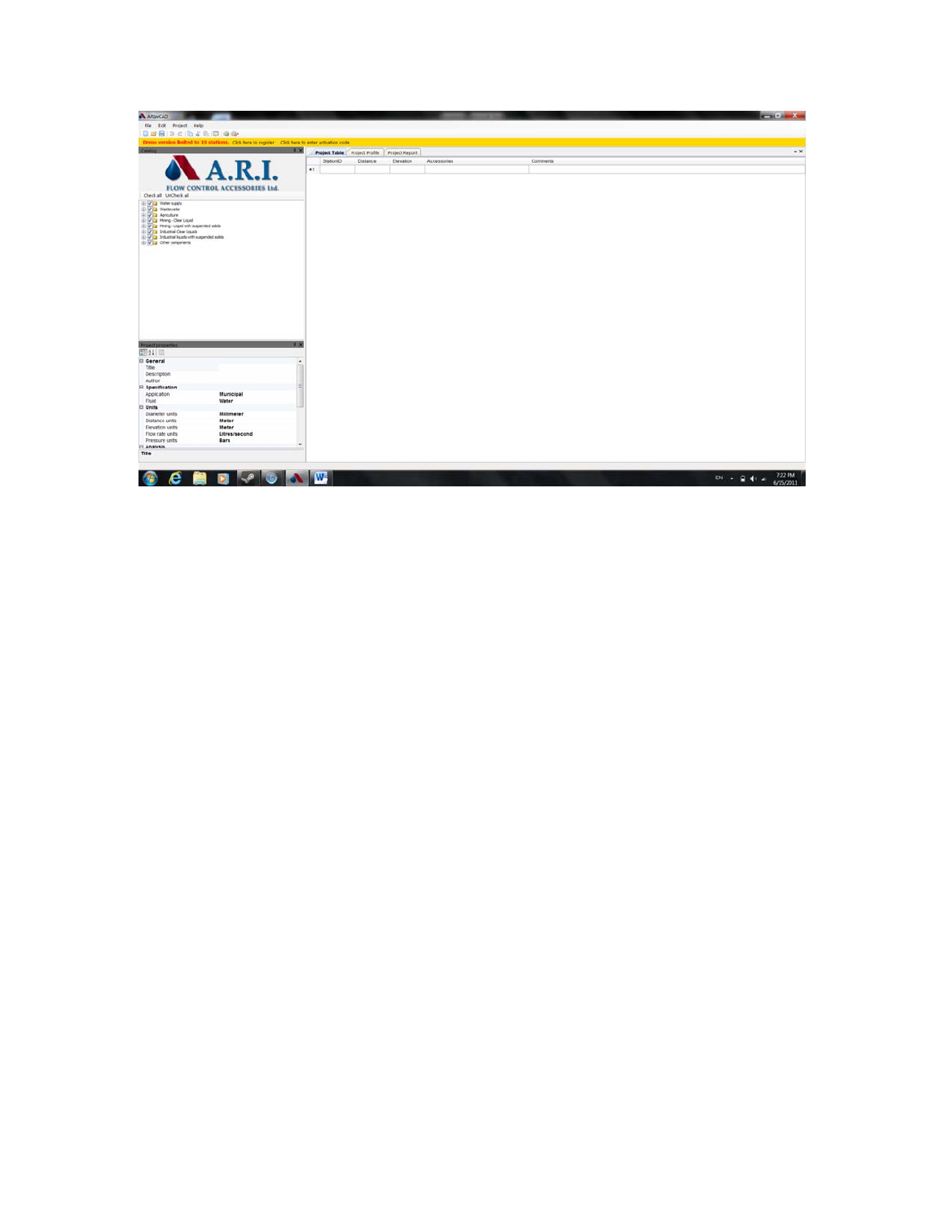ARIavCAD

File Edit Project Help

**Demo version limited to 10 stations.** Click here to register Click here to enter activation code

Catalog

A.R.I.

FLOW CONTROL ACCESSORIES Ltd.

Check all UnCheck all

- Water supply
- Wastewater
- Agriculture
- Mining - Clear Liquid
- Mining - Liquid with suspended solids
- Industrial Clear liquids
- Industrial liquids with suspended solids
- Other components

Project Table | Project Profile | Project Report

| StationID | Distance | Elevation | Accessories | Comments |
|---|---|---|---|---|
| | | | | |

Project properties

**General**

| | |
|---|---|
| Title | |
| Description | |
| Author | |

**Specification**

| | |
|---|---|
| Application | **Municipal** |
| Fluid | **Water** |

**Units**

| | |
|---|---|
| Diameter units | **Millimeter** |
| Distance units | **Meter** |
| Elevation units | **Meter** |
| Flow rate units | **Litres/second** |
| Pressure units | **Bars** |

**Analysis**

**Title**

EN 7:22 PM 6/15/2011